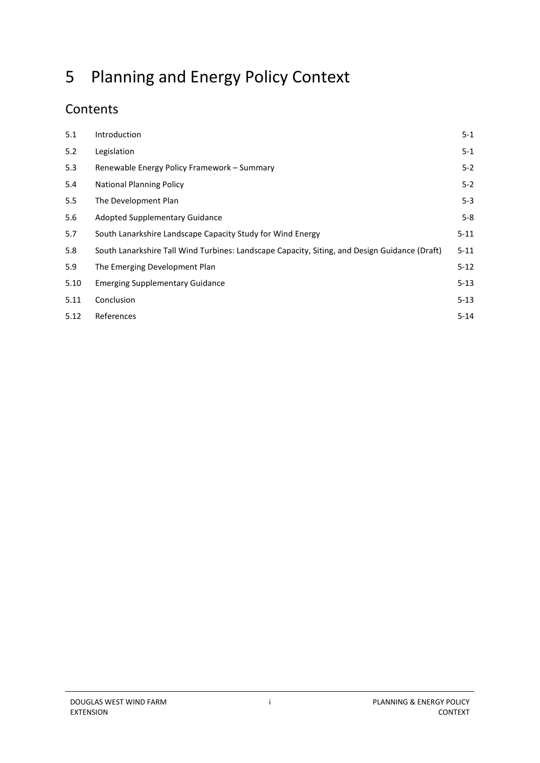# 5 Planning and Energy Policy Context

## Contents

| | | |
|---|---|---|
| 5.1 | Introduction | 5-1 |
| 5.2 | Legislation | 5-1 |
| 5.3 | Renewable Energy Policy Framework – Summary | 5-2 |
| 5.4 | National Planning Policy | 5-2 |
| 5.5 | The Development Plan | 5-3 |
| 5.6 | Adopted Supplementary Guidance | 5-8 |
| 5.7 | South Lanarkshire Landscape Capacity Study for Wind Energy | 5-11 |
| 5.8 | South Lanarkshire Tall Wind Turbines: Landscape Capacity, Siting, and Design Guidance (Draft) | 5-11 |
| 5.9 | The Emerging Development Plan | 5-12 |
| 5.10 | Emerging Supplementary Guidance | 5-13 |
| 5.11 | Conclusion | 5-13 |
| 5.12 | References | 5-14 |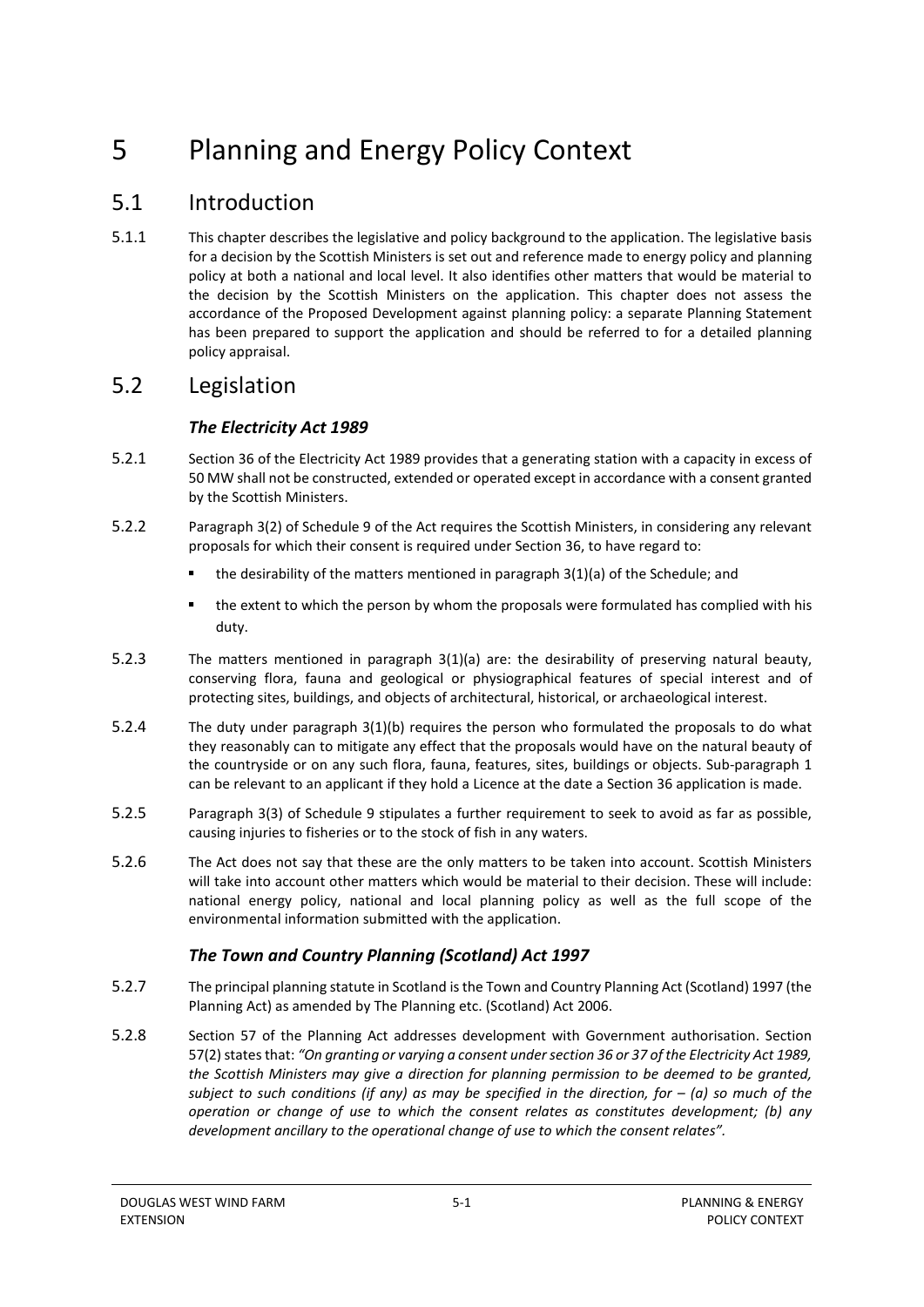# 5 Planning and Energy Policy Context

## 5.1 Introduction

5.1.1 This chapter describes the legislative and policy background to the application. The legislative basis for a decision by the Scottish Ministers is set out and reference made to energy policy and planning policy at both a national and local level. It also identifies other matters that would be material to the decision by the Scottish Ministers on the application. This chapter does not assess the accordance of the Proposed Development against planning policy: a separate Planning Statement has been prepared to support the application and should be referred to for a detailed planning policy appraisal.

## 5.2 Legislation

### *The Electricity Act 1989*

5.2.1 Section 36 of the Electricity Act 1989 provides that a generating station with a capacity in excess of 50 MW shall not be constructed, extended or operated except in accordance with a consent granted by the Scottish Ministers.

5.2.2 Paragraph 3(2) of Schedule 9 of the Act requires the Scottish Ministers, in considering any relevant proposals for which their consent is required under Section 36, to have regard to:

- the desirability of the matters mentioned in paragraph 3(1)(a) of the Schedule; and
- the extent to which the person by whom the proposals were formulated has complied with his duty.

5.2.3 The matters mentioned in paragraph 3(1)(a) are: the desirability of preserving natural beauty, conserving flora, fauna and geological or physiographical features of special interest and of protecting sites, buildings, and objects of architectural, historical, or archaeological interest.

5.2.4 The duty under paragraph 3(1)(b) requires the person who formulated the proposals to do what they reasonably can to mitigate any effect that the proposals would have on the natural beauty of the countryside or on any such flora, fauna, features, sites, buildings or objects. Sub-paragraph 1 can be relevant to an applicant if they hold a Licence at the date a Section 36 application is made.

5.2.5 Paragraph 3(3) of Schedule 9 stipulates a further requirement to seek to avoid as far as possible, causing injuries to fisheries or to the stock of fish in any waters.

5.2.6 The Act does not say that these are the only matters to be taken into account. Scottish Ministers will take into account other matters which would be material to their decision. These will include: national energy policy, national and local planning policy as well as the full scope of the environmental information submitted with the application.

### *The Town and Country Planning (Scotland) Act 1997*

5.2.7 The principal planning statute in Scotland is the Town and Country Planning Act (Scotland) 1997 (the Planning Act) as amended by The Planning etc. (Scotland) Act 2006.

5.2.8 Section 57 of the Planning Act addresses development with Government authorisation. Section 57(2) states that: *"On granting or varying a consent under section 36 or 37 of the Electricity Act 1989, the Scottish Ministers may give a direction for planning permission to be deemed to be granted, subject to such conditions (if any) as may be specified in the direction, for – (a) so much of the operation or change of use to which the consent relates as constitutes development; (b) any development ancillary to the operational change of use to which the consent relates".*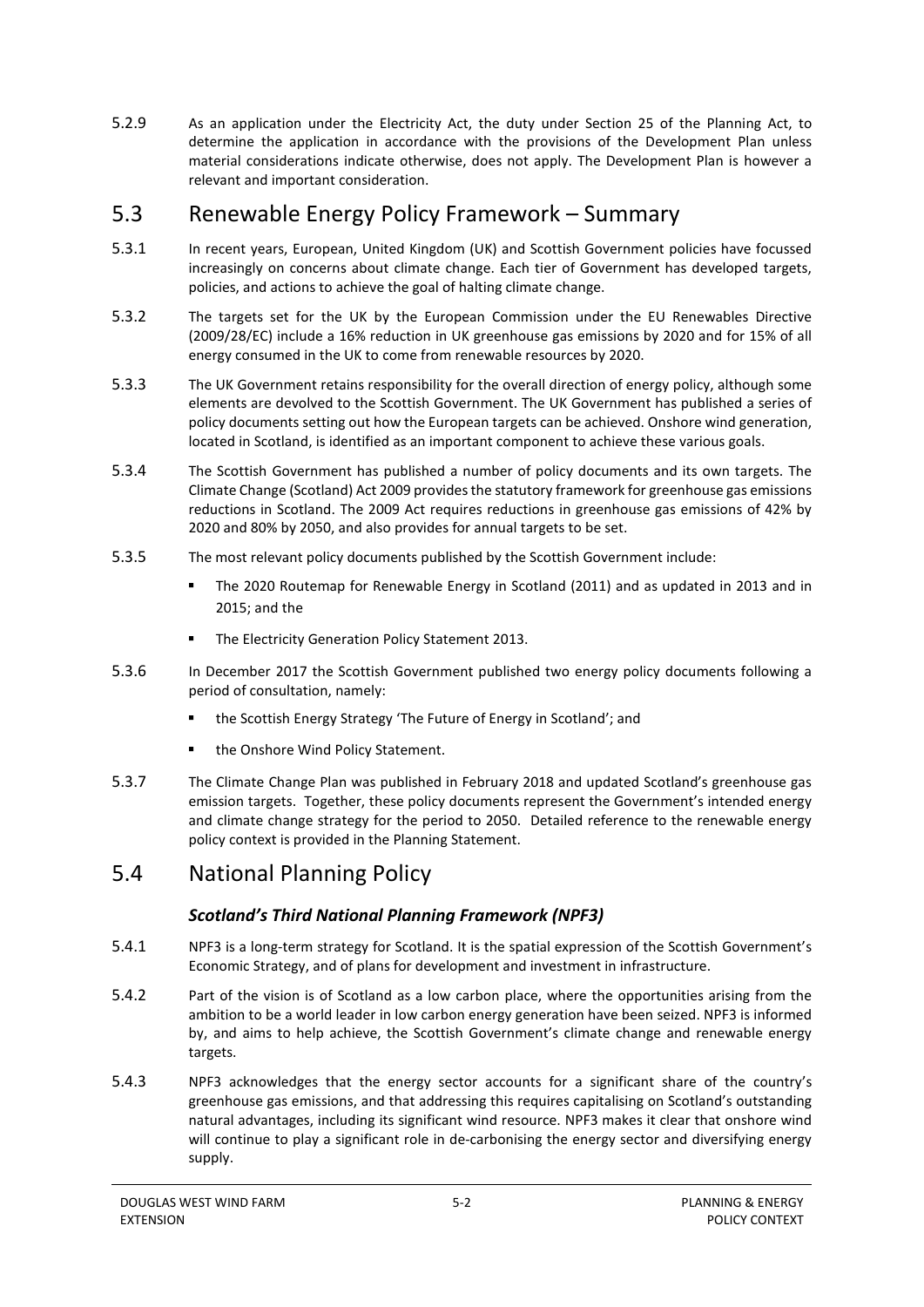5.2.9 As an application under the Electricity Act, the duty under Section 25 of the Planning Act, to determine the application in accordance with the provisions of the Development Plan unless material considerations indicate otherwise, does not apply. The Development Plan is however a relevant and important consideration.

## 5.3 Renewable Energy Policy Framework – Summary

5.3.1 In recent years, European, United Kingdom (UK) and Scottish Government policies have focussed increasingly on concerns about climate change. Each tier of Government has developed targets, policies, and actions to achieve the goal of halting climate change.

5.3.2 The targets set for the UK by the European Commission under the EU Renewables Directive (2009/28/EC) include a 16% reduction in UK greenhouse gas emissions by 2020 and for 15% of all energy consumed in the UK to come from renewable resources by 2020.

5.3.3 The UK Government retains responsibility for the overall direction of energy policy, although some elements are devolved to the Scottish Government. The UK Government has published a series of policy documents setting out how the European targets can be achieved. Onshore wind generation, located in Scotland, is identified as an important component to achieve these various goals.

5.3.4 The Scottish Government has published a number of policy documents and its own targets. The Climate Change (Scotland) Act 2009 provides the statutory framework for greenhouse gas emissions reductions in Scotland. The 2009 Act requires reductions in greenhouse gas emissions of 42% by 2020 and 80% by 2050, and also provides for annual targets to be set.

5.3.5 The most relevant policy documents published by the Scottish Government include:

- The 2020 Routemap for Renewable Energy in Scotland (2011) and as updated in 2013 and in 2015; and the
- The Electricity Generation Policy Statement 2013.

5.3.6 In December 2017 the Scottish Government published two energy policy documents following a period of consultation, namely:

- the Scottish Energy Strategy 'The Future of Energy in Scotland'; and
- the Onshore Wind Policy Statement.

5.3.7 The Climate Change Plan was published in February 2018 and updated Scotland's greenhouse gas emission targets. Together, these policy documents represent the Government's intended energy and climate change strategy for the period to 2050. Detailed reference to the renewable energy policy context is provided in the Planning Statement.

## 5.4 National Planning Policy

### *Scotland's Third National Planning Framework (NPF3)*

5.4.1 NPF3 is a long-term strategy for Scotland. It is the spatial expression of the Scottish Government's Economic Strategy, and of plans for development and investment in infrastructure.

5.4.2 Part of the vision is of Scotland as a low carbon place, where the opportunities arising from the ambition to be a world leader in low carbon energy generation have been seized. NPF3 is informed by, and aims to help achieve, the Scottish Government's climate change and renewable energy targets.

5.4.3 NPF3 acknowledges that the energy sector accounts for a significant share of the country's greenhouse gas emissions, and that addressing this requires capitalising on Scotland's outstanding natural advantages, including its significant wind resource. NPF3 makes it clear that onshore wind will continue to play a significant role in de-carbonising the energy sector and diversifying energy supply.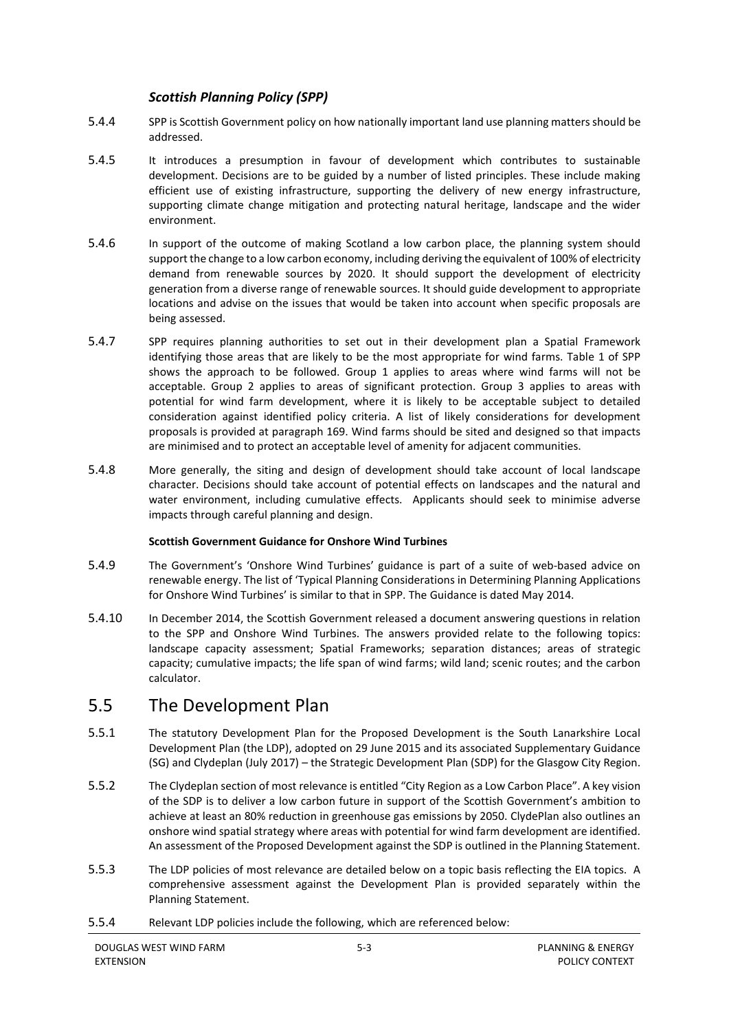### *Scottish Planning Policy (SPP)*

5.4.4 SPP is Scottish Government policy on how nationally important land use planning matters should be addressed.

5.4.5 It introduces a presumption in favour of development which contributes to sustainable development. Decisions are to be guided by a number of listed principles. These include making efficient use of existing infrastructure, supporting the delivery of new energy infrastructure, supporting climate change mitigation and protecting natural heritage, landscape and the wider environment.

5.4.6 In support of the outcome of making Scotland a low carbon place, the planning system should support the change to a low carbon economy, including deriving the equivalent of 100% of electricity demand from renewable sources by 2020. It should support the development of electricity generation from a diverse range of renewable sources. It should guide development to appropriate locations and advise on the issues that would be taken into account when specific proposals are being assessed.

5.4.7 SPP requires planning authorities to set out in their development plan a Spatial Framework identifying those areas that are likely to be the most appropriate for wind farms. Table 1 of SPP shows the approach to be followed. Group 1 applies to areas where wind farms will not be acceptable. Group 2 applies to areas of significant protection. Group 3 applies to areas with potential for wind farm development, where it is likely to be acceptable subject to detailed consideration against identified policy criteria. A list of likely considerations for development proposals is provided at paragraph 169. Wind farms should be sited and designed so that impacts are minimised and to protect an acceptable level of amenity for adjacent communities.

5.4.8 More generally, the siting and design of development should take account of local landscape character. Decisions should take account of potential effects on landscapes and the natural and water environment, including cumulative effects. Applicants should seek to minimise adverse impacts through careful planning and design.

**Scottish Government Guidance for Onshore Wind Turbines**

5.4.9 The Government's 'Onshore Wind Turbines' guidance is part of a suite of web-based advice on renewable energy. The list of 'Typical Planning Considerations in Determining Planning Applications for Onshore Wind Turbines' is similar to that in SPP. The Guidance is dated May 2014.

5.4.10 In December 2014, the Scottish Government released a document answering questions in relation to the SPP and Onshore Wind Turbines. The answers provided relate to the following topics: landscape capacity assessment; Spatial Frameworks; separation distances; areas of strategic capacity; cumulative impacts; the life span of wind farms; wild land; scenic routes; and the carbon calculator.

## 5.5 The Development Plan

5.5.1 The statutory Development Plan for the Proposed Development is the South Lanarkshire Local Development Plan (the LDP), adopted on 29 June 2015 and its associated Supplementary Guidance (SG) and Clydeplan (July 2017) – the Strategic Development Plan (SDP) for the Glasgow City Region.

5.5.2 The Clydeplan section of most relevance is entitled "City Region as a Low Carbon Place". A key vision of the SDP is to deliver a low carbon future in support of the Scottish Government's ambition to achieve at least an 80% reduction in greenhouse gas emissions by 2050. ClydePlan also outlines an onshore wind spatial strategy where areas with potential for wind farm development are identified. An assessment of the Proposed Development against the SDP is outlined in the Planning Statement.

5.5.3 The LDP policies of most relevance are detailed below on a topic basis reflecting the EIA topics. A comprehensive assessment against the Development Plan is provided separately within the Planning Statement.

5.5.4 Relevant LDP policies include the following, which are referenced below: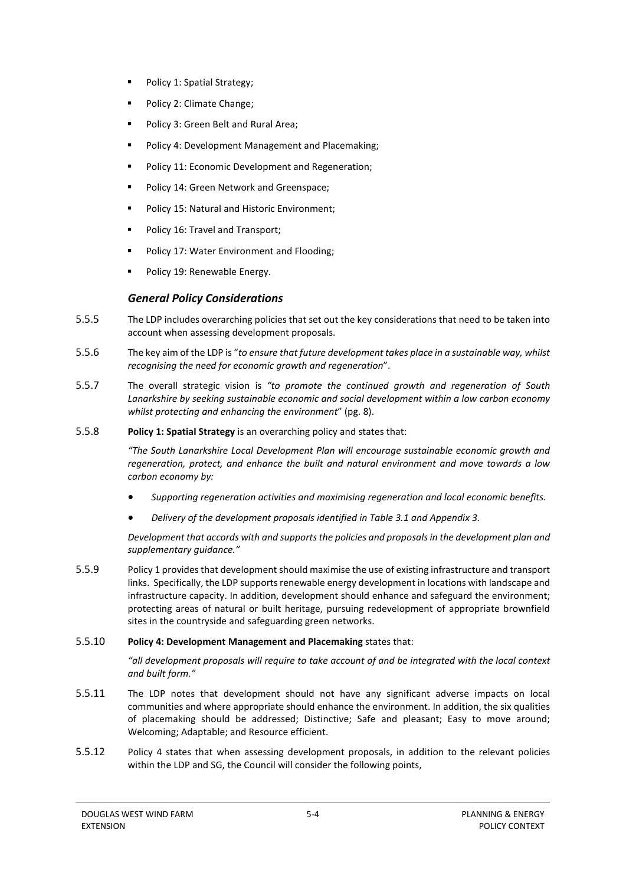- Policy 1: Spatial Strategy;
- Policy 2: Climate Change;
- Policy 3: Green Belt and Rural Area;
- Policy 4: Development Management and Placemaking;
- Policy 11: Economic Development and Regeneration;
- Policy 14: Green Network and Greenspace;
- Policy 15: Natural and Historic Environment;
- Policy 16: Travel and Transport;
- Policy 17: Water Environment and Flooding;
- Policy 19: Renewable Energy.

### *General Policy Considerations*

5.5.5 The LDP includes overarching policies that set out the key considerations that need to be taken into account when assessing development proposals.

5.5.6 The key aim of the LDP is "*to ensure that future development takes place in a sustainable way, whilst recognising the need for economic growth and regeneration*".

5.5.7 The overall strategic vision is *"to promote the continued growth and regeneration of South Lanarkshire by seeking sustainable economic and social development within a low carbon economy whilst protecting and enhancing the environment*" (pg. 8).

5.5.8 **Policy 1: Spatial Strategy** is an overarching policy and states that:

*"The South Lanarkshire Local Development Plan will encourage sustainable economic growth and regeneration, protect, and enhance the built and natural environment and move towards a low carbon economy by:*

- *Supporting regeneration activities and maximising regeneration and local economic benefits.*
- *Delivery of the development proposals identified in Table 3.1 and Appendix 3.*

*Development that accords with and supports the policies and proposals in the development plan and supplementary guidance."*

5.5.9 Policy 1 provides that development should maximise the use of existing infrastructure and transport links. Specifically, the LDP supports renewable energy development in locations with landscape and infrastructure capacity. In addition, development should enhance and safeguard the environment; protecting areas of natural or built heritage, pursuing redevelopment of appropriate brownfield sites in the countryside and safeguarding green networks.

5.5.10 **Policy 4: Development Management and Placemaking** states that:

*"all development proposals will require to take account of and be integrated with the local context and built form."*

5.5.11 The LDP notes that development should not have any significant adverse impacts on local communities and where appropriate should enhance the environment. In addition, the six qualities of placemaking should be addressed; Distinctive; Safe and pleasant; Easy to move around; Welcoming; Adaptable; and Resource efficient.

5.5.12 Policy 4 states that when assessing development proposals, in addition to the relevant policies within the LDP and SG, the Council will consider the following points,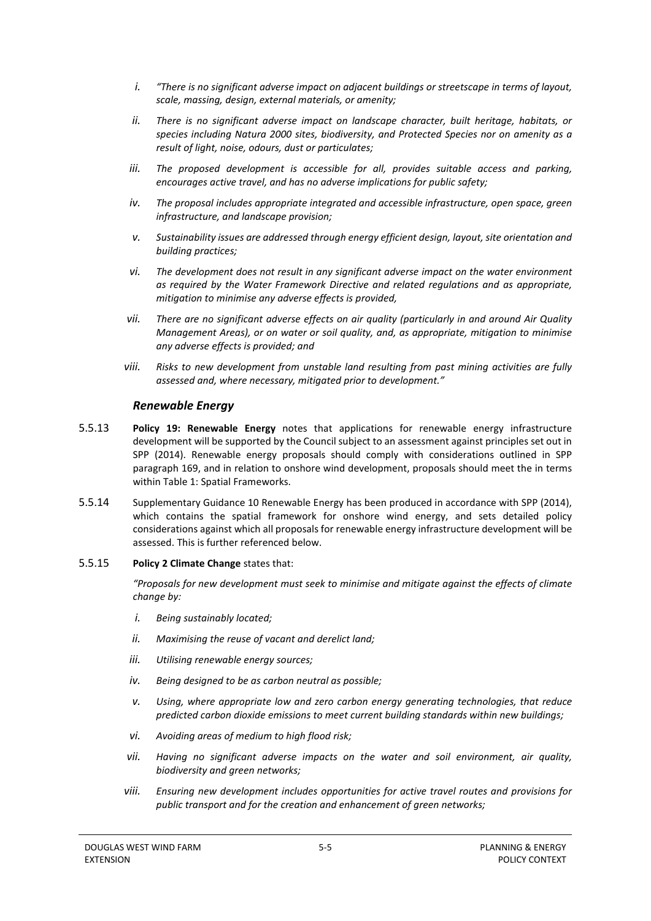- *i.* *"There is no significant adverse impact on adjacent buildings or streetscape in terms of layout, scale, massing, design, external materials, or amenity;*
- *ii.* *There is no significant adverse impact on landscape character, built heritage, habitats, or species including Natura 2000 sites, biodiversity, and Protected Species nor on amenity as a result of light, noise, odours, dust or particulates;*
- *iii.* *The proposed development is accessible for all, provides suitable access and parking, encourages active travel, and has no adverse implications for public safety;*
- *iv.* *The proposal includes appropriate integrated and accessible infrastructure, open space, green infrastructure, and landscape provision;*
- *v.* *Sustainability issues are addressed through energy efficient design, layout, site orientation and building practices;*
- *vi.* *The development does not result in any significant adverse impact on the water environment as required by the Water Framework Directive and related regulations and as appropriate, mitigation to minimise any adverse effects is provided,*
- *vii.* *There are no significant adverse effects on air quality (particularly in and around Air Quality Management Areas), or on water or soil quality, and, as appropriate, mitigation to minimise any adverse effects is provided; and*
- *viii.* *Risks to new development from unstable land resulting from past mining activities are fully assessed and, where necessary, mitigated prior to development."*

### *Renewable Energy*

5.5.13 **Policy 19: Renewable Energy** notes that applications for renewable energy infrastructure development will be supported by the Council subject to an assessment against principles set out in SPP (2014). Renewable energy proposals should comply with considerations outlined in SPP paragraph 169, and in relation to onshore wind development, proposals should meet the in terms within Table 1: Spatial Frameworks.

5.5.14 Supplementary Guidance 10 Renewable Energy has been produced in accordance with SPP (2014), which contains the spatial framework for onshore wind energy, and sets detailed policy considerations against which all proposals for renewable energy infrastructure development will be assessed. This is further referenced below.

5.5.15 **Policy 2 Climate Change** states that:

*"Proposals for new development must seek to minimise and mitigate against the effects of climate change by:*

- *i.* *Being sustainably located;*
- *ii.* *Maximising the reuse of vacant and derelict land;*
- *iii.* *Utilising renewable energy sources;*
- *iv.* *Being designed to be as carbon neutral as possible;*
- *v.* *Using, where appropriate low and zero carbon energy generating technologies, that reduce predicted carbon dioxide emissions to meet current building standards within new buildings;*
- *vi.* *Avoiding areas of medium to high flood risk;*
- *vii.* *Having no significant adverse impacts on the water and soil environment, air quality, biodiversity and green networks;*
- *viii.* *Ensuring new development includes opportunities for active travel routes and provisions for public transport and for the creation and enhancement of green networks;*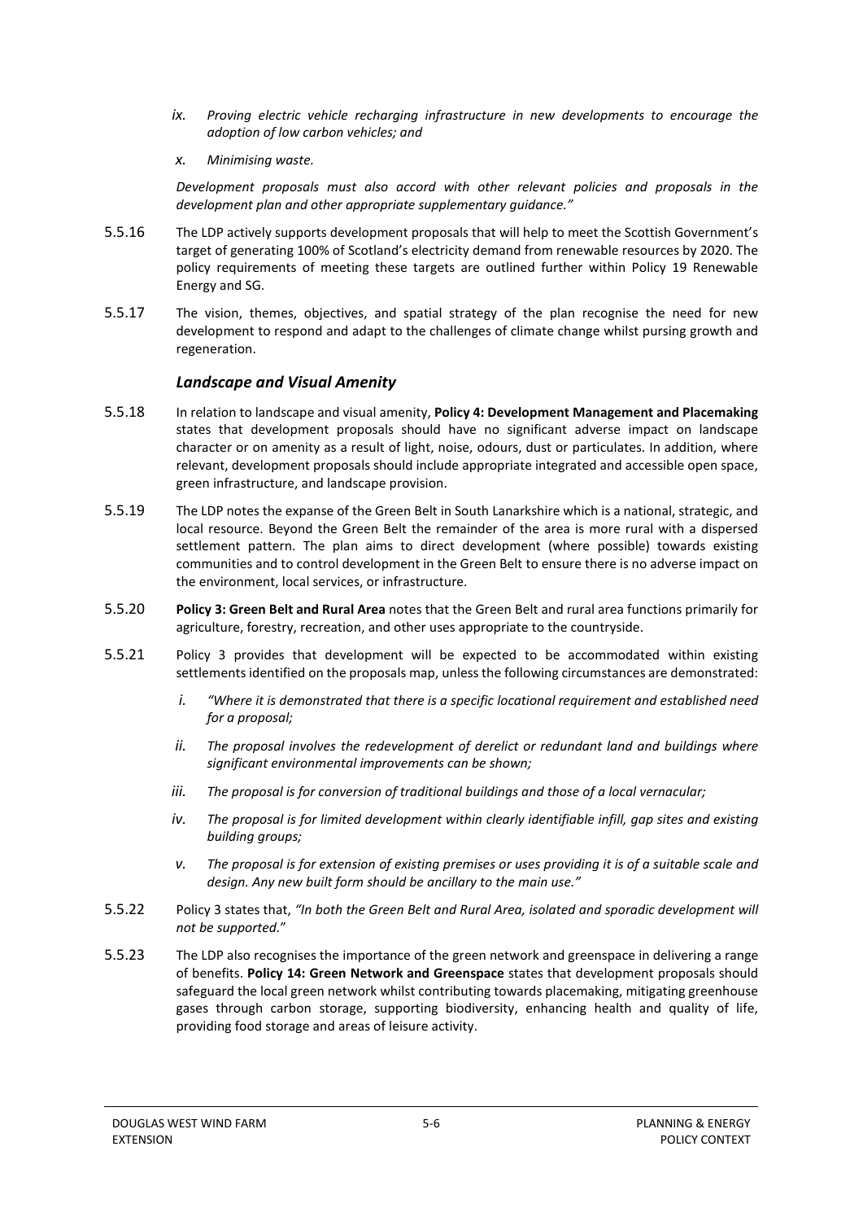*ix. Proving electric vehicle recharging infrastructure in new developments to encourage the adoption of low carbon vehicles; and*

*x. Minimising waste.*

*Development proposals must also accord with other relevant policies and proposals in the development plan and other appropriate supplementary guidance."*

5.5.16 The LDP actively supports development proposals that will help to meet the Scottish Government's target of generating 100% of Scotland's electricity demand from renewable resources by 2020. The policy requirements of meeting these targets are outlined further within Policy 19 Renewable Energy and SG.

5.5.17 The vision, themes, objectives, and spatial strategy of the plan recognise the need for new development to respond and adapt to the challenges of climate change whilst pursing growth and regeneration.

### *Landscape and Visual Amenity*

5.5.18 In relation to landscape and visual amenity, **Policy 4: Development Management and Placemaking** states that development proposals should have no significant adverse impact on landscape character or on amenity as a result of light, noise, odours, dust or particulates. In addition, where relevant, development proposals should include appropriate integrated and accessible open space, green infrastructure, and landscape provision.

5.5.19 The LDP notes the expanse of the Green Belt in South Lanarkshire which is a national, strategic, and local resource. Beyond the Green Belt the remainder of the area is more rural with a dispersed settlement pattern. The plan aims to direct development (where possible) towards existing communities and to control development in the Green Belt to ensure there is no adverse impact on the environment, local services, or infrastructure.

5.5.20 **Policy 3: Green Belt and Rural Area** notes that the Green Belt and rural area functions primarily for agriculture, forestry, recreation, and other uses appropriate to the countryside.

5.5.21 Policy 3 provides that development will be expected to be accommodated within existing settlements identified on the proposals map, unless the following circumstances are demonstrated:

*i. "Where it is demonstrated that there is a specific locational requirement and established need for a proposal;*

*ii. The proposal involves the redevelopment of derelict or redundant land and buildings where significant environmental improvements can be shown;*

*iii. The proposal is for conversion of traditional buildings and those of a local vernacular;*

*iv. The proposal is for limited development within clearly identifiable infill, gap sites and existing building groups;*

*v. The proposal is for extension of existing premises or uses providing it is of a suitable scale and design. Any new built form should be ancillary to the main use."*

5.5.22 Policy 3 states that, *"In both the Green Belt and Rural Area, isolated and sporadic development will not be supported.*"

5.5.23 The LDP also recognises the importance of the green network and greenspace in delivering a range of benefits. **Policy 14: Green Network and Greenspace** states that development proposals should safeguard the local green network whilst contributing towards placemaking, mitigating greenhouse gases through carbon storage, supporting biodiversity, enhancing health and quality of life, providing food storage and areas of leisure activity.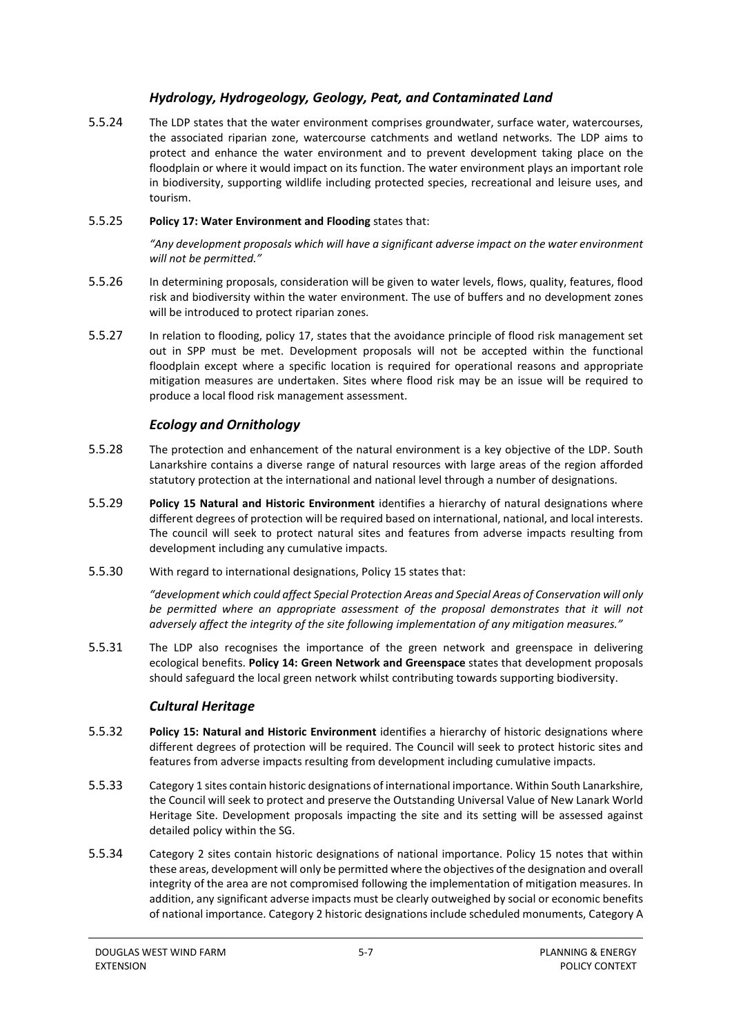### *Hydrology, Hydrogeology, Geology, Peat, and Contaminated Land*

5.5.24 The LDP states that the water environment comprises groundwater, surface water, watercourses, the associated riparian zone, watercourse catchments and wetland networks. The LDP aims to protect and enhance the water environment and to prevent development taking place on the floodplain or where it would impact on its function. The water environment plays an important role in biodiversity, supporting wildlife including protected species, recreational and leisure uses, and tourism.

5.5.25 **Policy 17: Water Environment and Flooding** states that:

*"Any development proposals which will have a significant adverse impact on the water environment will not be permitted."*

5.5.26 In determining proposals, consideration will be given to water levels, flows, quality, features, flood risk and biodiversity within the water environment. The use of buffers and no development zones will be introduced to protect riparian zones.

5.5.27 In relation to flooding, policy 17, states that the avoidance principle of flood risk management set out in SPP must be met. Development proposals will not be accepted within the functional floodplain except where a specific location is required for operational reasons and appropriate mitigation measures are undertaken. Sites where flood risk may be an issue will be required to produce a local flood risk management assessment.

### *Ecology and Ornithology*

5.5.28 The protection and enhancement of the natural environment is a key objective of the LDP. South Lanarkshire contains a diverse range of natural resources with large areas of the region afforded statutory protection at the international and national level through a number of designations.

5.5.29 **Policy 15 Natural and Historic Environment** identifies a hierarchy of natural designations where different degrees of protection will be required based on international, national, and local interests. The council will seek to protect natural sites and features from adverse impacts resulting from development including any cumulative impacts.

5.5.30 With regard to international designations, Policy 15 states that:

*"development which could affect Special Protection Areas and Special Areas of Conservation will only be permitted where an appropriate assessment of the proposal demonstrates that it will not adversely affect the integrity of the site following implementation of any mitigation measures."*

5.5.31 The LDP also recognises the importance of the green network and greenspace in delivering ecological benefits. **Policy 14: Green Network and Greenspace** states that development proposals should safeguard the local green network whilst contributing towards supporting biodiversity.

### *Cultural Heritage*

5.5.32 **Policy 15: Natural and Historic Environment** identifies a hierarchy of historic designations where different degrees of protection will be required. The Council will seek to protect historic sites and features from adverse impacts resulting from development including cumulative impacts.

5.5.33 Category 1 sites contain historic designations of international importance. Within South Lanarkshire, the Council will seek to protect and preserve the Outstanding Universal Value of New Lanark World Heritage Site. Development proposals impacting the site and its setting will be assessed against detailed policy within the SG.

5.5.34 Category 2 sites contain historic designations of national importance. Policy 15 notes that within these areas, development will only be permitted where the objectives of the designation and overall integrity of the area are not compromised following the implementation of mitigation measures. In addition, any significant adverse impacts must be clearly outweighed by social or economic benefits of national importance. Category 2 historic designations include scheduled monuments, Category A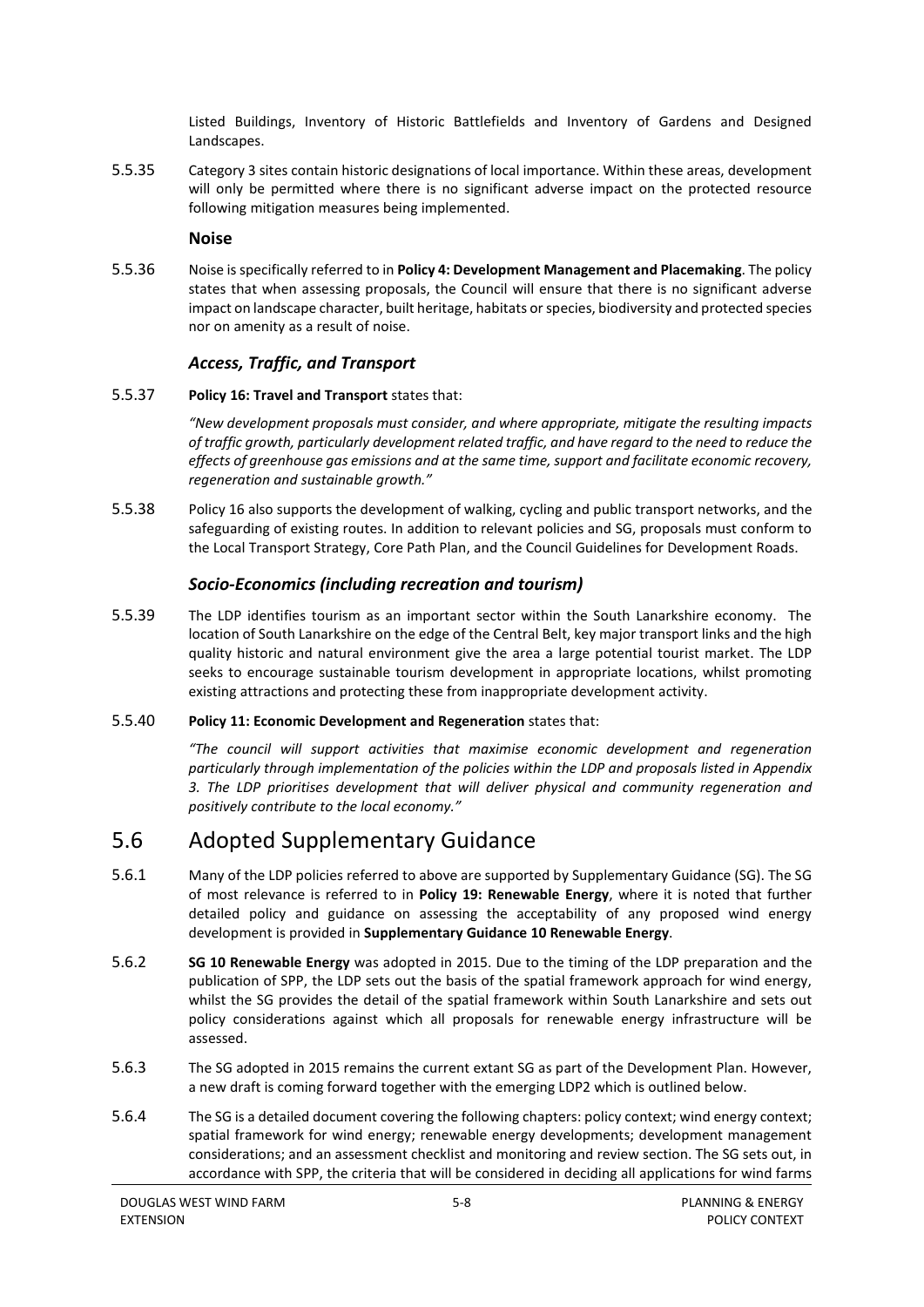Listed Buildings, Inventory of Historic Battlefields and Inventory of Gardens and Designed Landscapes.

5.5.35 Category 3 sites contain historic designations of local importance. Within these areas, development will only be permitted where there is no significant adverse impact on the protected resource following mitigation measures being implemented.

**Noise**

5.5.36 Noise is specifically referred to in **Policy 4: Development Management and Placemaking**. The policy states that when assessing proposals, the Council will ensure that there is no significant adverse impact on landscape character, built heritage, habitats or species, biodiversity and protected species nor on amenity as a result of noise.

### *Access, Traffic, and Transport*

5.5.37 **Policy 16: Travel and Transport** states that:

*"New development proposals must consider, and where appropriate, mitigate the resulting impacts of traffic growth, particularly development related traffic, and have regard to the need to reduce the effects of greenhouse gas emissions and at the same time, support and facilitate economic recovery, regeneration and sustainable growth."*

5.5.38 Policy 16 also supports the development of walking, cycling and public transport networks, and the safeguarding of existing routes. In addition to relevant policies and SG, proposals must conform to the Local Transport Strategy, Core Path Plan, and the Council Guidelines for Development Roads.

### *Socio-Economics (including recreation and tourism)*

5.5.39 The LDP identifies tourism as an important sector within the South Lanarkshire economy. The location of South Lanarkshire on the edge of the Central Belt, key major transport links and the high quality historic and natural environment give the area a large potential tourist market. The LDP seeks to encourage sustainable tourism development in appropriate locations, whilst promoting existing attractions and protecting these from inappropriate development activity.

5.5.40 **Policy 11: Economic Development and Regeneration** states that:

*"The council will support activities that maximise economic development and regeneration particularly through implementation of the policies within the LDP and proposals listed in Appendix 3. The LDP prioritises development that will deliver physical and community regeneration and positively contribute to the local economy."*

## 5.6 Adopted Supplementary Guidance

5.6.1 Many of the LDP policies referred to above are supported by Supplementary Guidance (SG). The SG of most relevance is referred to in **Policy 19: Renewable Energy**, where it is noted that further detailed policy and guidance on assessing the acceptability of any proposed wind energy development is provided in **Supplementary Guidance 10 Renewable Energy**.

5.6.2 **SG 10 Renewable Energy** was adopted in 2015. Due to the timing of the LDP preparation and the publication of SPP, the LDP sets out the basis of the spatial framework approach for wind energy, whilst the SG provides the detail of the spatial framework within South Lanarkshire and sets out policy considerations against which all proposals for renewable energy infrastructure will be assessed.

5.6.3 The SG adopted in 2015 remains the current extant SG as part of the Development Plan. However, a new draft is coming forward together with the emerging LDP2 which is outlined below.

5.6.4 The SG is a detailed document covering the following chapters: policy context; wind energy context; spatial framework for wind energy; renewable energy developments; development management considerations; and an assessment checklist and monitoring and review section. The SG sets out, in accordance with SPP, the criteria that will be considered in deciding all applications for wind farms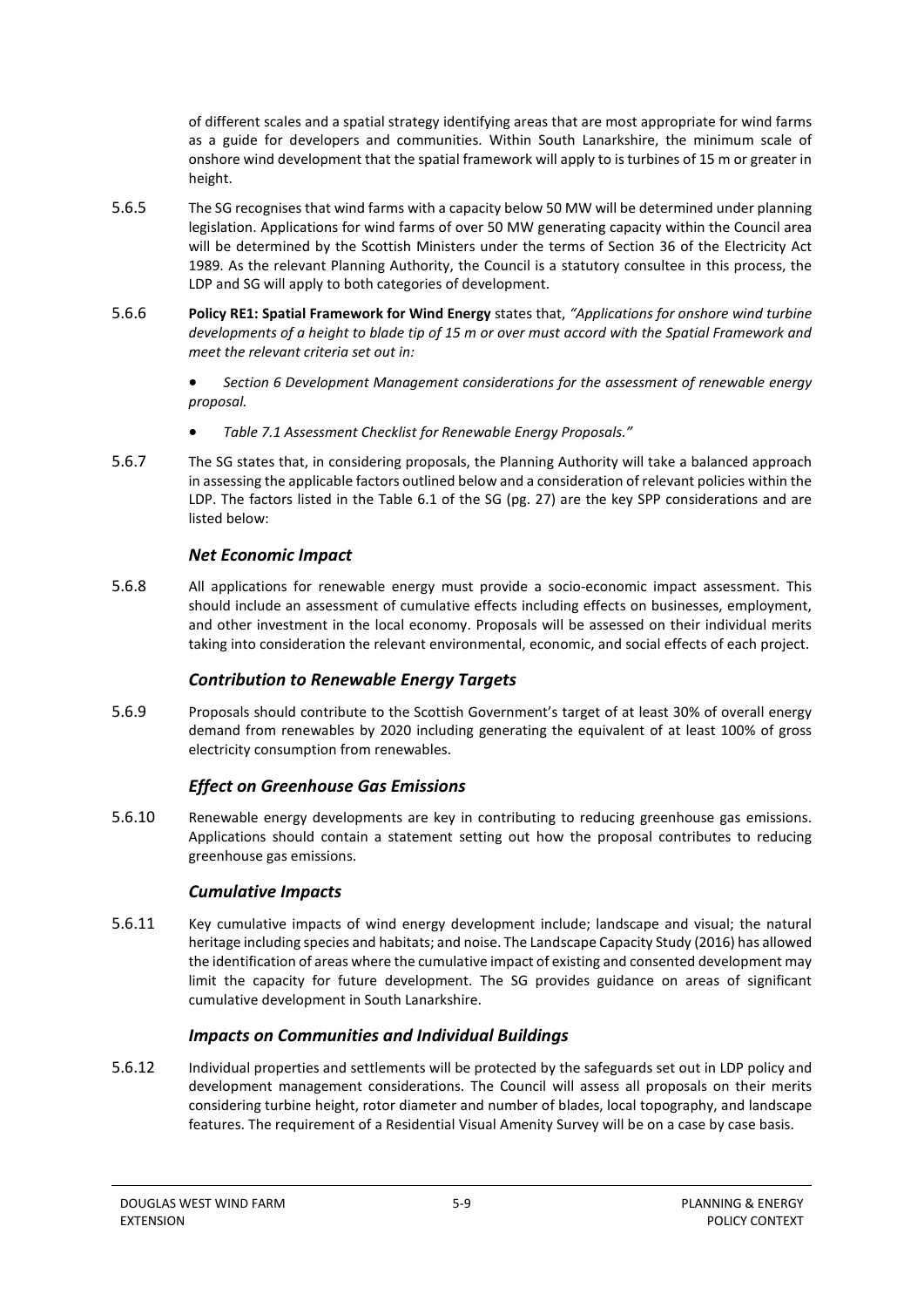of different scales and a spatial strategy identifying areas that are most appropriate for wind farms as a guide for developers and communities. Within South Lanarkshire, the minimum scale of onshore wind development that the spatial framework will apply to is turbines of 15 m or greater in height.

5.6.5 The SG recognises that wind farms with a capacity below 50 MW will be determined under planning legislation. Applications for wind farms of over 50 MW generating capacity within the Council area will be determined by the Scottish Ministers under the terms of Section 36 of the Electricity Act 1989. As the relevant Planning Authority, the Council is a statutory consultee in this process, the LDP and SG will apply to both categories of development.

5.6.6 **Policy RE1: Spatial Framework for Wind Energy** states that, *"Applications for onshore wind turbine developments of a height to blade tip of 15 m or over must accord with the Spatial Framework and meet the relevant criteria set out in:*

- *Section 6 Development Management considerations for the assessment of renewable energy proposal.*
- *Table 7.1 Assessment Checklist for Renewable Energy Proposals."*

5.6.7 The SG states that, in considering proposals, the Planning Authority will take a balanced approach in assessing the applicable factors outlined below and a consideration of relevant policies within the LDP. The factors listed in the Table 6.1 of the SG (pg. 27) are the key SPP considerations and are listed below:

### *Net Economic Impact*

5.6.8 All applications for renewable energy must provide a socio-economic impact assessment. This should include an assessment of cumulative effects including effects on businesses, employment, and other investment in the local economy. Proposals will be assessed on their individual merits taking into consideration the relevant environmental, economic, and social effects of each project.

### *Contribution to Renewable Energy Targets*

5.6.9 Proposals should contribute to the Scottish Government's target of at least 30% of overall energy demand from renewables by 2020 including generating the equivalent of at least 100% of gross electricity consumption from renewables.

### *Effect on Greenhouse Gas Emissions*

5.6.10 Renewable energy developments are key in contributing to reducing greenhouse gas emissions. Applications should contain a statement setting out how the proposal contributes to reducing greenhouse gas emissions.

### *Cumulative Impacts*

5.6.11 Key cumulative impacts of wind energy development include; landscape and visual; the natural heritage including species and habitats; and noise. The Landscape Capacity Study (2016) has allowed the identification of areas where the cumulative impact of existing and consented development may limit the capacity for future development. The SG provides guidance on areas of significant cumulative development in South Lanarkshire.

### *Impacts on Communities and Individual Buildings*

5.6.12 Individual properties and settlements will be protected by the safeguards set out in LDP policy and development management considerations. The Council will assess all proposals on their merits considering turbine height, rotor diameter and number of blades, local topography, and landscape features. The requirement of a Residential Visual Amenity Survey will be on a case by case basis.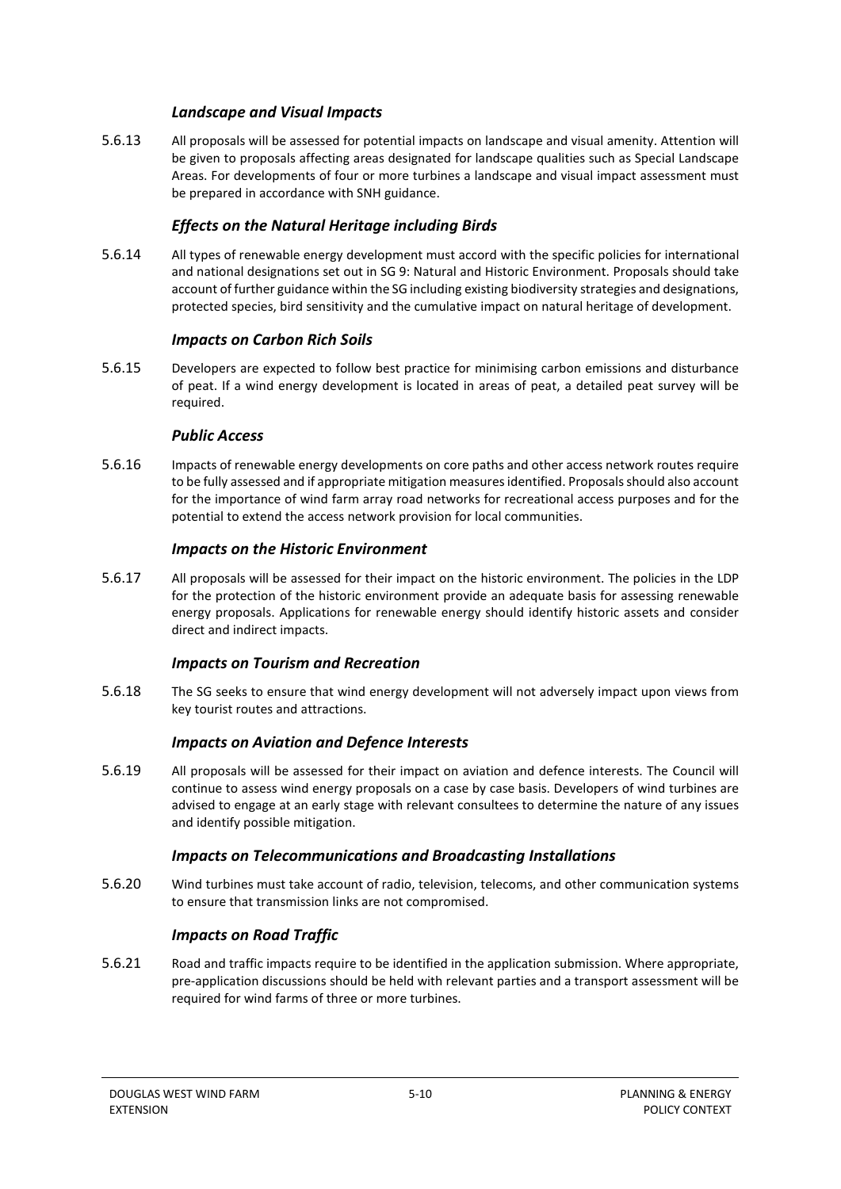### *Landscape and Visual Impacts*

5.6.13 All proposals will be assessed for potential impacts on landscape and visual amenity. Attention will be given to proposals affecting areas designated for landscape qualities such as Special Landscape Areas. For developments of four or more turbines a landscape and visual impact assessment must be prepared in accordance with SNH guidance.

### *Effects on the Natural Heritage including Birds*

5.6.14 All types of renewable energy development must accord with the specific policies for international and national designations set out in SG 9: Natural and Historic Environment. Proposals should take account of further guidance within the SG including existing biodiversity strategies and designations, protected species, bird sensitivity and the cumulative impact on natural heritage of development.

### *Impacts on Carbon Rich Soils*

5.6.15 Developers are expected to follow best practice for minimising carbon emissions and disturbance of peat. If a wind energy development is located in areas of peat, a detailed peat survey will be required.

### *Public Access*

5.6.16 Impacts of renewable energy developments on core paths and other access network routes require to be fully assessed and if appropriate mitigation measures identified. Proposals should also account for the importance of wind farm array road networks for recreational access purposes and for the potential to extend the access network provision for local communities.

### *Impacts on the Historic Environment*

5.6.17 All proposals will be assessed for their impact on the historic environment. The policies in the LDP for the protection of the historic environment provide an adequate basis for assessing renewable energy proposals. Applications for renewable energy should identify historic assets and consider direct and indirect impacts.

### *Impacts on Tourism and Recreation*

5.6.18 The SG seeks to ensure that wind energy development will not adversely impact upon views from key tourist routes and attractions.

### *Impacts on Aviation and Defence Interests*

5.6.19 All proposals will be assessed for their impact on aviation and defence interests. The Council will continue to assess wind energy proposals on a case by case basis. Developers of wind turbines are advised to engage at an early stage with relevant consultees to determine the nature of any issues and identify possible mitigation.

### *Impacts on Telecommunications and Broadcasting Installations*

5.6.20 Wind turbines must take account of radio, television, telecoms, and other communication systems to ensure that transmission links are not compromised.

### *Impacts on Road Traffic*

5.6.21 Road and traffic impacts require to be identified in the application submission. Where appropriate, pre-application discussions should be held with relevant parties and a transport assessment will be required for wind farms of three or more turbines.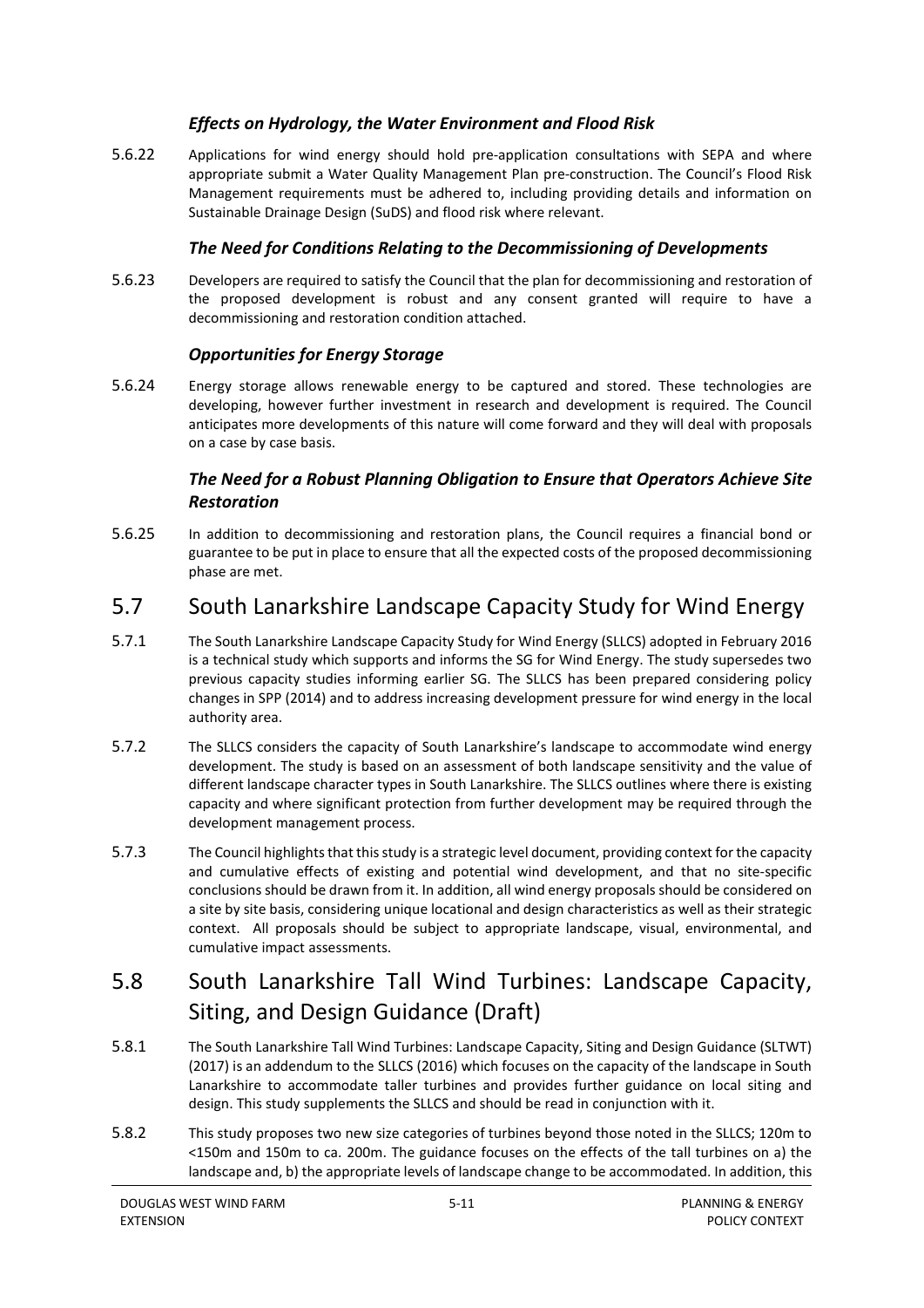### *Effects on Hydrology, the Water Environment and Flood Risk*

5.6.22 Applications for wind energy should hold pre-application consultations with SEPA and where appropriate submit a Water Quality Management Plan pre-construction. The Council's Flood Risk Management requirements must be adhered to, including providing details and information on Sustainable Drainage Design (SuDS) and flood risk where relevant.

### *The Need for Conditions Relating to the Decommissioning of Developments*

5.6.23 Developers are required to satisfy the Council that the plan for decommissioning and restoration of the proposed development is robust and any consent granted will require to have a decommissioning and restoration condition attached.

### *Opportunities for Energy Storage*

5.6.24 Energy storage allows renewable energy to be captured and stored. These technologies are developing, however further investment in research and development is required. The Council anticipates more developments of this nature will come forward and they will deal with proposals on a case by case basis.

### *The Need for a Robust Planning Obligation to Ensure that Operators Achieve Site Restoration*

5.6.25 In addition to decommissioning and restoration plans, the Council requires a financial bond or guarantee to be put in place to ensure that all the expected costs of the proposed decommissioning phase are met.

## 5.7 South Lanarkshire Landscape Capacity Study for Wind Energy

5.7.1 The South Lanarkshire Landscape Capacity Study for Wind Energy (SLLCS) adopted in February 2016 is a technical study which supports and informs the SG for Wind Energy. The study supersedes two previous capacity studies informing earlier SG. The SLLCS has been prepared considering policy changes in SPP (2014) and to address increasing development pressure for wind energy in the local authority area.

5.7.2 The SLLCS considers the capacity of South Lanarkshire's landscape to accommodate wind energy development. The study is based on an assessment of both landscape sensitivity and the value of different landscape character types in South Lanarkshire. The SLLCS outlines where there is existing capacity and where significant protection from further development may be required through the development management process.

5.7.3 The Council highlights that this study is a strategic level document, providing context for the capacity and cumulative effects of existing and potential wind development, and that no site-specific conclusions should be drawn from it. In addition, all wind energy proposals should be considered on a site by site basis, considering unique locational and design characteristics as well as their strategic context. All proposals should be subject to appropriate landscape, visual, environmental, and cumulative impact assessments.

## 5.8 South Lanarkshire Tall Wind Turbines: Landscape Capacity, Siting, and Design Guidance (Draft)

5.8.1 The South Lanarkshire Tall Wind Turbines: Landscape Capacity, Siting and Design Guidance (SLTWT) (2017) is an addendum to the SLLCS (2016) which focuses on the capacity of the landscape in South Lanarkshire to accommodate taller turbines and provides further guidance on local siting and design. This study supplements the SLLCS and should be read in conjunction with it.

5.8.2 This study proposes two new size categories of turbines beyond those noted in the SLLCS; 120m to <150m and 150m to ca. 200m. The guidance focuses on the effects of the tall turbines on a) the landscape and, b) the appropriate levels of landscape change to be accommodated. In addition, this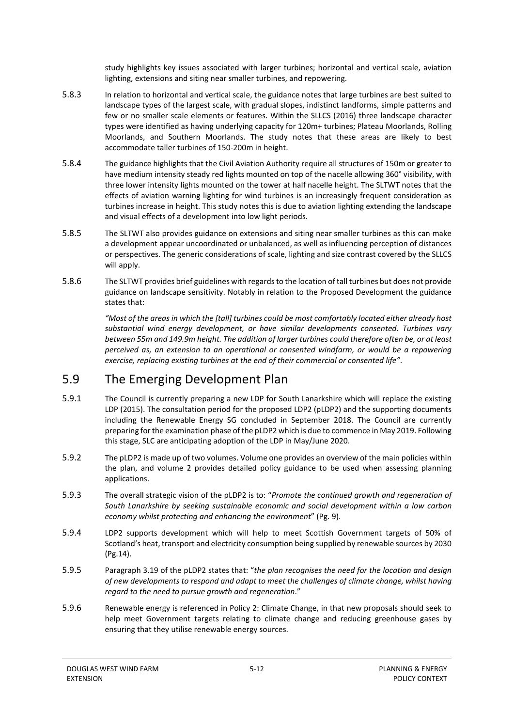study highlights key issues associated with larger turbines; horizontal and vertical scale, aviation lighting, extensions and siting near smaller turbines, and repowering.

5.8.3 In relation to horizontal and vertical scale, the guidance notes that large turbines are best suited to landscape types of the largest scale, with gradual slopes, indistinct landforms, simple patterns and few or no smaller scale elements or features. Within the SLLCS (2016) three landscape character types were identified as having underlying capacity for 120m+ turbines; Plateau Moorlands, Rolling Moorlands, and Southern Moorlands. The study notes that these areas are likely to best accommodate taller turbines of 150-200m in height.

5.8.4 The guidance highlights that the Civil Aviation Authority require all structures of 150m or greater to have medium intensity steady red lights mounted on top of the nacelle allowing 360° visibility, with three lower intensity lights mounted on the tower at half nacelle height. The SLTWT notes that the effects of aviation warning lighting for wind turbines is an increasingly frequent consideration as turbines increase in height. This study notes this is due to aviation lighting extending the landscape and visual effects of a development into low light periods.

5.8.5 The SLTWT also provides guidance on extensions and siting near smaller turbines as this can make a development appear uncoordinated or unbalanced, as well as influencing perception of distances or perspectives. The generic considerations of scale, lighting and size contrast covered by the SLLCS will apply.

5.8.6 The SLTWT provides brief guidelines with regards to the location of tall turbines but does not provide guidance on landscape sensitivity. Notably in relation to the Proposed Development the guidance states that:

*"Most of the areas in which the [tall] turbines could be most comfortably located either already host substantial wind energy development, or have similar developments consented. Turbines vary between 55m and 149.9m height. The addition of larger turbines could therefore often be, or at least perceived as, an extension to an operational or consented windfarm, or would be a repowering exercise, replacing existing turbines at the end of their commercial or consented life"*.

## 5.9 The Emerging Development Plan

5.9.1 The Council is currently preparing a new LDP for South Lanarkshire which will replace the existing LDP (2015). The consultation period for the proposed LDP2 (pLDP2) and the supporting documents including the Renewable Energy SG concluded in September 2018. The Council are currently preparing for the examination phase of the pLDP2 which is due to commence in May 2019. Following this stage, SLC are anticipating adoption of the LDP in May/June 2020.

5.9.2 The pLDP2 is made up of two volumes. Volume one provides an overview of the main policies within the plan, and volume 2 provides detailed policy guidance to be used when assessing planning applications.

5.9.3 The overall strategic vision of the pLDP2 is to: "*Promote the continued growth and regeneration of South Lanarkshire by seeking sustainable economic and social development within a low carbon economy whilst protecting and enhancing the environment*" (Pg. 9).

5.9.4 LDP2 supports development which will help to meet Scottish Government targets of 50% of Scotland's heat, transport and electricity consumption being supplied by renewable sources by 2030 (Pg.14).

5.9.5 Paragraph 3.19 of the pLDP2 states that: "*the plan recognises the need for the location and design of new developments to respond and adapt to meet the challenges of climate change, whilst having regard to the need to pursue growth and regeneration*."

5.9.6 Renewable energy is referenced in Policy 2: Climate Change, in that new proposals should seek to help meet Government targets relating to climate change and reducing greenhouse gases by ensuring that they utilise renewable energy sources.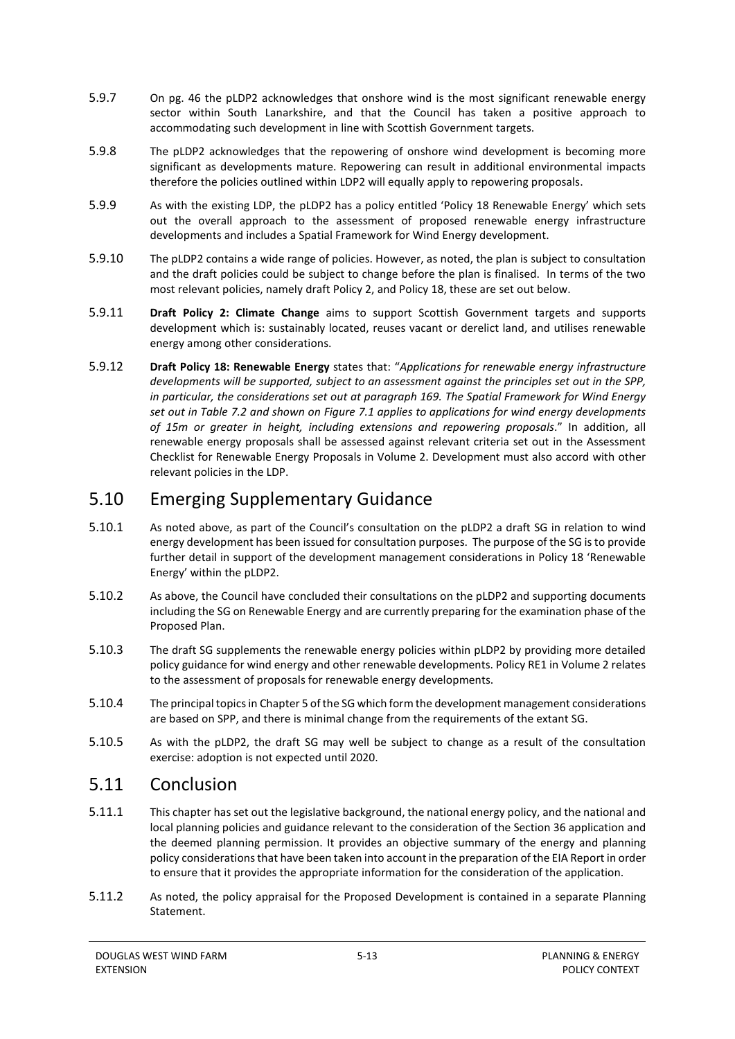5.9.7 On pg. 46 the pLDP2 acknowledges that onshore wind is the most significant renewable energy sector within South Lanarkshire, and that the Council has taken a positive approach to accommodating such development in line with Scottish Government targets.

5.9.8 The pLDP2 acknowledges that the repowering of onshore wind development is becoming more significant as developments mature. Repowering can result in additional environmental impacts therefore the policies outlined within LDP2 will equally apply to repowering proposals.

5.9.9 As with the existing LDP, the pLDP2 has a policy entitled 'Policy 18 Renewable Energy' which sets out the overall approach to the assessment of proposed renewable energy infrastructure developments and includes a Spatial Framework for Wind Energy development.

5.9.10 The pLDP2 contains a wide range of policies. However, as noted, the plan is subject to consultation and the draft policies could be subject to change before the plan is finalised. In terms of the two most relevant policies, namely draft Policy 2, and Policy 18, these are set out below.

5.9.11 **Draft Policy 2: Climate Change** aims to support Scottish Government targets and supports development which is: sustainably located, reuses vacant or derelict land, and utilises renewable energy among other considerations.

5.9.12 **Draft Policy 18: Renewable Energy** states that: "*Applications for renewable energy infrastructure developments will be supported, subject to an assessment against the principles set out in the SPP, in particular, the considerations set out at paragraph 169. The Spatial Framework for Wind Energy set out in Table 7.2 and shown on Figure 7.1 applies to applications for wind energy developments of 15m or greater in height, including extensions and repowering proposals*." In addition, all renewable energy proposals shall be assessed against relevant criteria set out in the Assessment Checklist for Renewable Energy Proposals in Volume 2. Development must also accord with other relevant policies in the LDP.

## 5.10 Emerging Supplementary Guidance

5.10.1 As noted above, as part of the Council's consultation on the pLDP2 a draft SG in relation to wind energy development has been issued for consultation purposes. The purpose of the SG is to provide further detail in support of the development management considerations in Policy 18 'Renewable Energy' within the pLDP2.

5.10.2 As above, the Council have concluded their consultations on the pLDP2 and supporting documents including the SG on Renewable Energy and are currently preparing for the examination phase of the Proposed Plan.

5.10.3 The draft SG supplements the renewable energy policies within pLDP2 by providing more detailed policy guidance for wind energy and other renewable developments. Policy RE1 in Volume 2 relates to the assessment of proposals for renewable energy developments.

5.10.4 The principal topics in Chapter 5 of the SG which form the development management considerations are based on SPP, and there is minimal change from the requirements of the extant SG.

5.10.5 As with the pLDP2, the draft SG may well be subject to change as a result of the consultation exercise: adoption is not expected until 2020.

## 5.11 Conclusion

5.11.1 This chapter has set out the legislative background, the national energy policy, and the national and local planning policies and guidance relevant to the consideration of the Section 36 application and the deemed planning permission. It provides an objective summary of the energy and planning policy considerations that have been taken into account in the preparation of the EIA Report in order to ensure that it provides the appropriate information for the consideration of the application.

5.11.2 As noted, the policy appraisal for the Proposed Development is contained in a separate Planning Statement.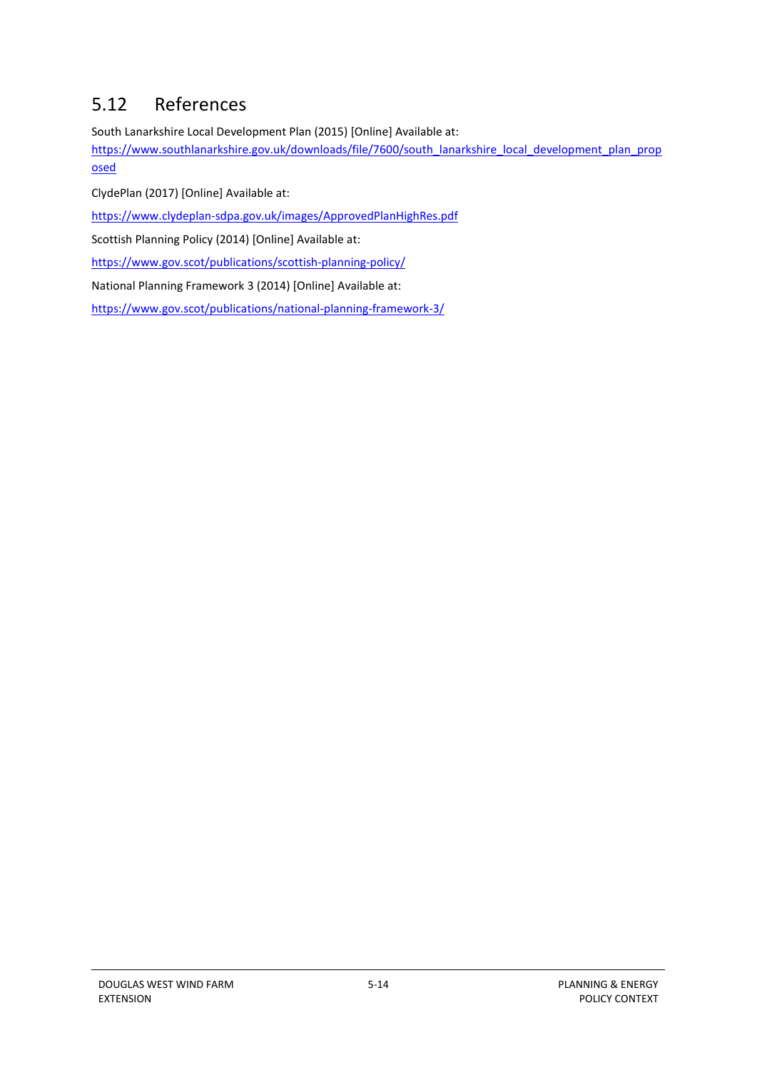## 5.12 References

South Lanarkshire Local Development Plan (2015) [Online] Available at:
https://www.southlanarkshire.gov.uk/downloads/file/7600/south_lanarkshire_local_development_plan_proposed

ClydePlan (2017) [Online] Available at:

https://www.clydeplan-sdpa.gov.uk/images/ApprovedPlanHighRes.pdf

Scottish Planning Policy (2014) [Online] Available at:

https://www.gov.scot/publications/scottish-planning-policy/

National Planning Framework 3 (2014) [Online] Available at:

https://www.gov.scot/publications/national-planning-framework-3/